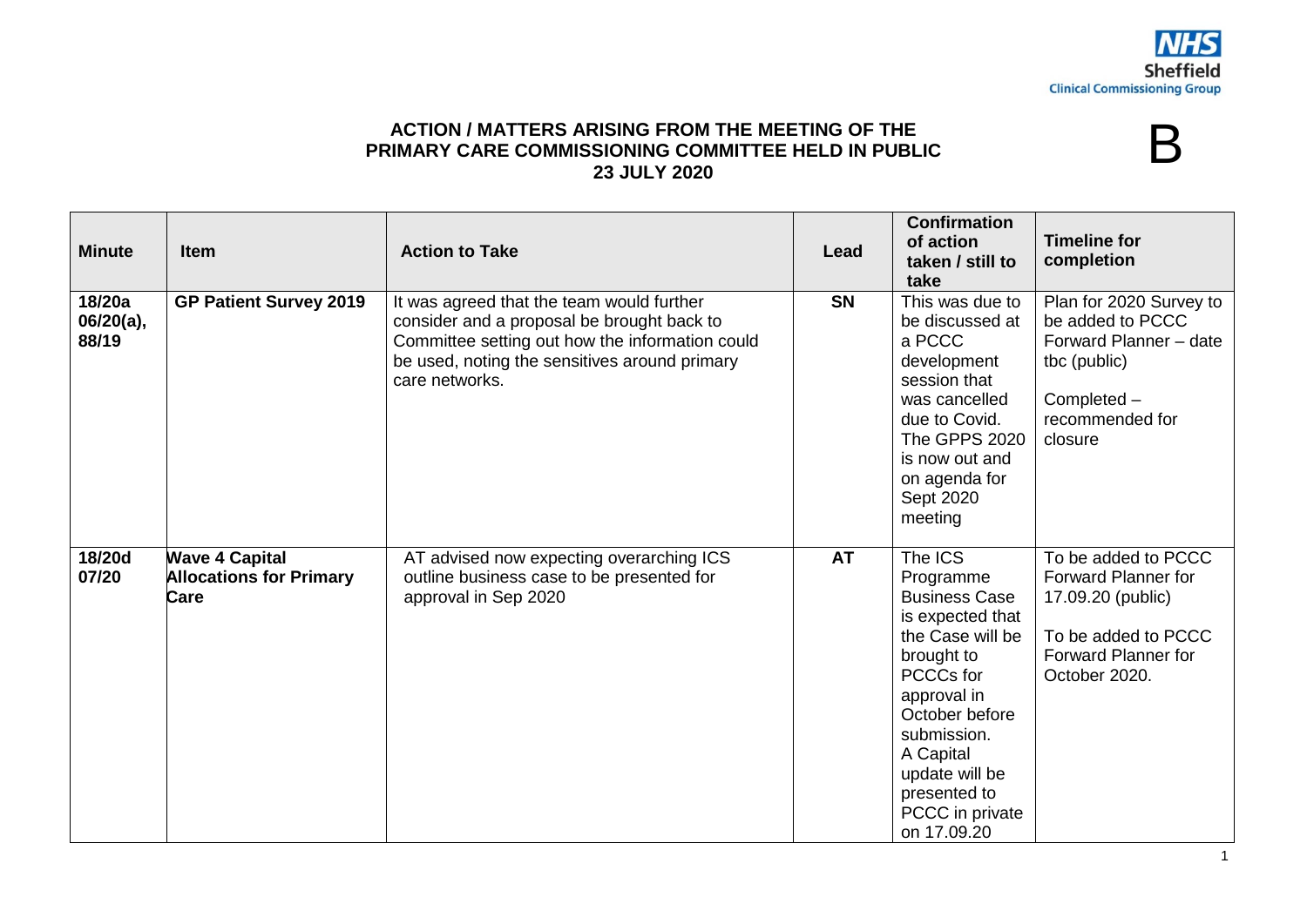# ACTION / MATTERS ARISING FROM THE MEETING OF THE PRIMARY CARE COMMISSIONING COMMITTEE HELD IN PUBLIC 23 JULY 2020

B

| Minute | Item | Action to Take | Lead | Confirmation of action taken / still to take | Timeline for completion |
|---|---|---|---|---|---|
| **18/20a 06/20(a), 88/19** | **GP Patient Survey 2019** | It was agreed that the team would further consider and a proposal be brought back to Committee setting out how the information could be used, noting the sensitives around primary care networks. | **SN** | This was due to be discussed at a PCCC development session that was cancelled due to Covid. The GPPS 2020 is now out and on agenda for Sept 2020 meeting | Plan for 2020 Survey to be added to PCCC Forward Planner – date tbc (public)<br><br>Completed – recommended for closure |
| **18/20d 07/20** | **Wave 4 Capital Allocations for Primary Care** | AT advised now expecting overarching ICS outline business case to be presented for approval in Sep 2020 | **AT** | The ICS Programme Business Case is expected that the Case will be brought to PCCCs for approval in October before submission. A Capital update will be presented to PCCC in private on 17.09.20 | To be added to PCCC Forward Planner for 17.09.20 (public)<br><br>To be added to PCCC Forward Planner for October 2020. |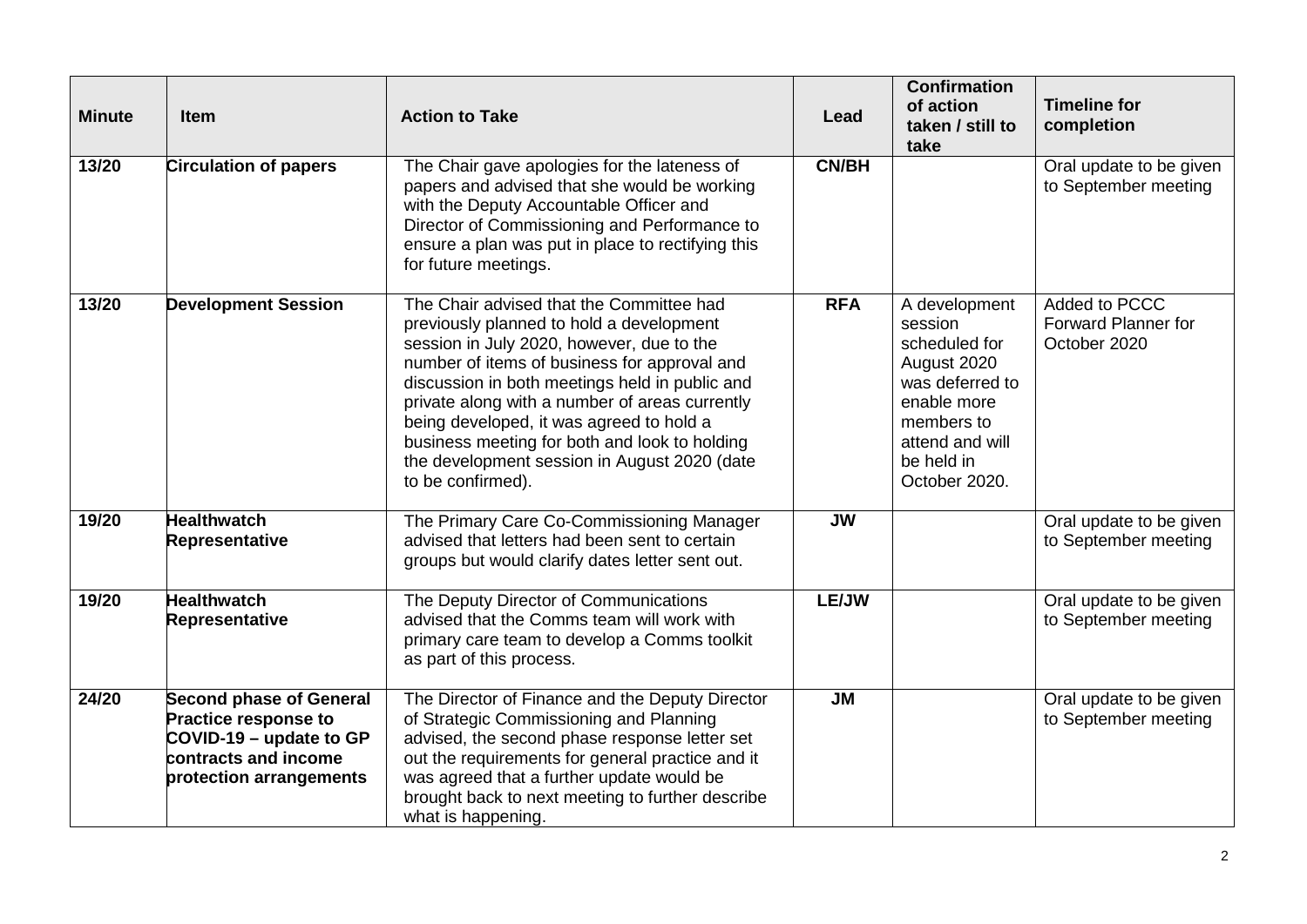| Minute | Item | Action to Take | Lead | Confirmation of action taken / still to take | Timeline for completion |
|---|---|---|---|---|---|
| 13/20 | **Circulation of papers** | The Chair gave apologies for the lateness of papers and advised that she would be working with the Deputy Accountable Officer and Director of Commissioning and Performance to ensure a plan was put in place to rectifying this for future meetings. | **CN/BH** | | Oral update to be given to September meeting |
| 13/20 | **Development Session** | The Chair advised that the Committee had previously planned to hold a development session in July 2020, however, due to the number of items of business for approval and discussion in both meetings held in public and private along with a number of areas currently being developed, it was agreed to hold a business meeting for both and look to holding the development session in August 2020 (date to be confirmed). | **RFA** | A development session scheduled for August 2020 was deferred to enable more members to attend and will be held in October 2020. | Added to PCCC Forward Planner for October 2020 |
| 19/20 | **Healthwatch Representative** | The Primary Care Co-Commissioning Manager advised that letters had been sent to certain groups but would clarify dates letter sent out. | **JW** | | Oral update to be given to September meeting |
| 19/20 | **Healthwatch Representative** | The Deputy Director of Communications advised that the Comms team will work with primary care team to develop a Comms toolkit as part of this process. | **LE/JW** | | Oral update to be given to September meeting |
| 24/20 | **Second phase of General Practice response to COVID-19 – update to GP contracts and income protection arrangements** | The Director of Finance and the Deputy Director of Strategic Commissioning and Planning advised, the second phase response letter set out the requirements for general practice and it was agreed that a further update would be brought back to next meeting to further describe what is happening. | **JM** | | Oral update to be given to September meeting |